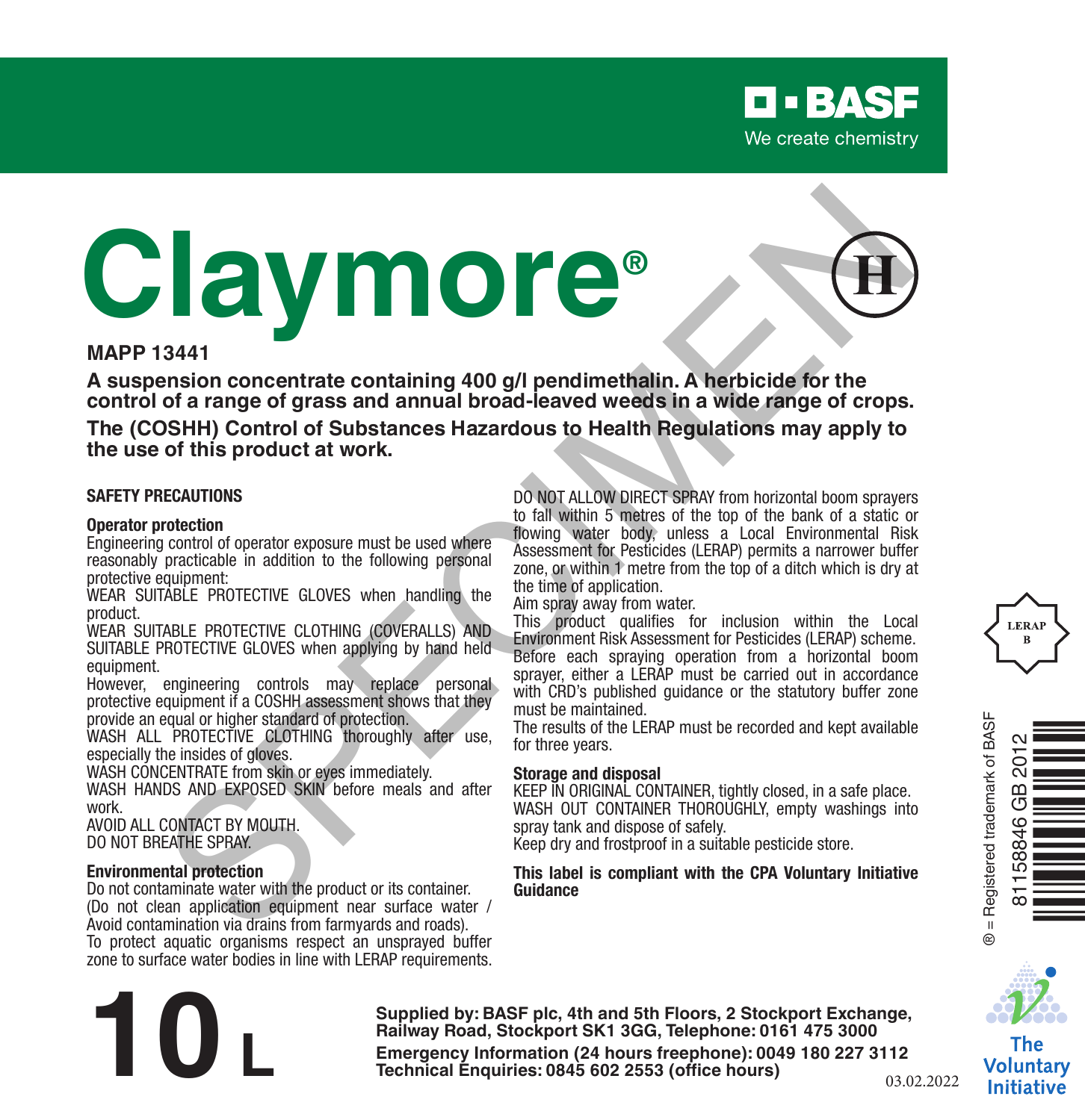BASF
We create chemistry

# Claymore®

(H)

**MAPP 13441**

**A suspension concentrate containing 400 g/l pendimethalin. A herbicide for the control of a range of grass and annual broad-leaved weeds in a wide range of crops.**

**The (COSHH) Control of Substances Hazardous to Health Regulations may apply to the use of this product at work.**

## SAFETY PRECAUTIONS

### Operator protection

Engineering control of operator exposure must be used where reasonably practicable in addition to the following personal protective equipment:

WEAR SUITABLE PROTECTIVE GLOVES when handling the product.

WEAR SUITABLE PROTECTIVE CLOTHING (COVERALLS) AND SUITABLE PROTECTIVE GLOVES when applying by hand held equipment.

However, engineering controls may replace personal protective equipment if a COSHH assessment shows that they provide an equal or higher standard of protection.

WASH ALL PROTECTIVE CLOTHING thoroughly after use, especially the insides of gloves.

WASH CONCENTRATE from skin or eyes immediately.

WASH HANDS AND EXPOSED SKIN before meals and after work.

AVOID ALL CONTACT BY MOUTH.

DO NOT BREATHE THE SPRAY.

### Environmental protection

Do not contaminate water with the product or its container. (Do not clean application equipment near surface water / Avoid contamination via drains from farmyards and roads).

To protect aquatic organisms respect an unsprayed buffer zone to surface water bodies in line with LERAP requirements.

DO NOT ALLOW DIRECT SPRAY from horizontal boom sprayers to fall within 5 metres of the top of the bank of a static or flowing water body, unless a Local Environmental Risk Assessment for Pesticides (LERAP) permits a narrower buffer zone, or within 1 metre from the top of a ditch which is dry at the time of application.

Aim spray away from water.

This product qualifies for inclusion within the Local Environment Risk Assessment for Pesticides (LERAP) scheme. Before each spraying operation from a horizontal boom sprayer, either a LERAP must be carried out in accordance with CRD's published guidance or the statutory buffer zone must be maintained.

The results of the LERAP must be recorded and kept available for three years.

### Storage and disposal

KEEP IN ORIGINAL CONTAINER, tightly closed, in a safe place.

WASH OUT CONTAINER THOROUGHLY, empty washings into spray tank and dispose of safely.

Keep dry and frostproof in a suitable pesticide store.

**This label is compliant with the CPA Voluntary Initiative Guidance**

LERAP B

® = Registered trademark of BASF

81158846 GB 2012

The Voluntary Initiative

# 10 L

**Supplied by: BASF plc, 4th and 5th Floors, 2 Stockport Exchange, Railway Road, Stockport SK1 3GG, Telephone: 0161 475 3000**

**Emergency Information (24 hours freephone): 0049 180 227 3112**

**Technical Enquiries: 0845 602 2553 (office hours)**

03.02.2022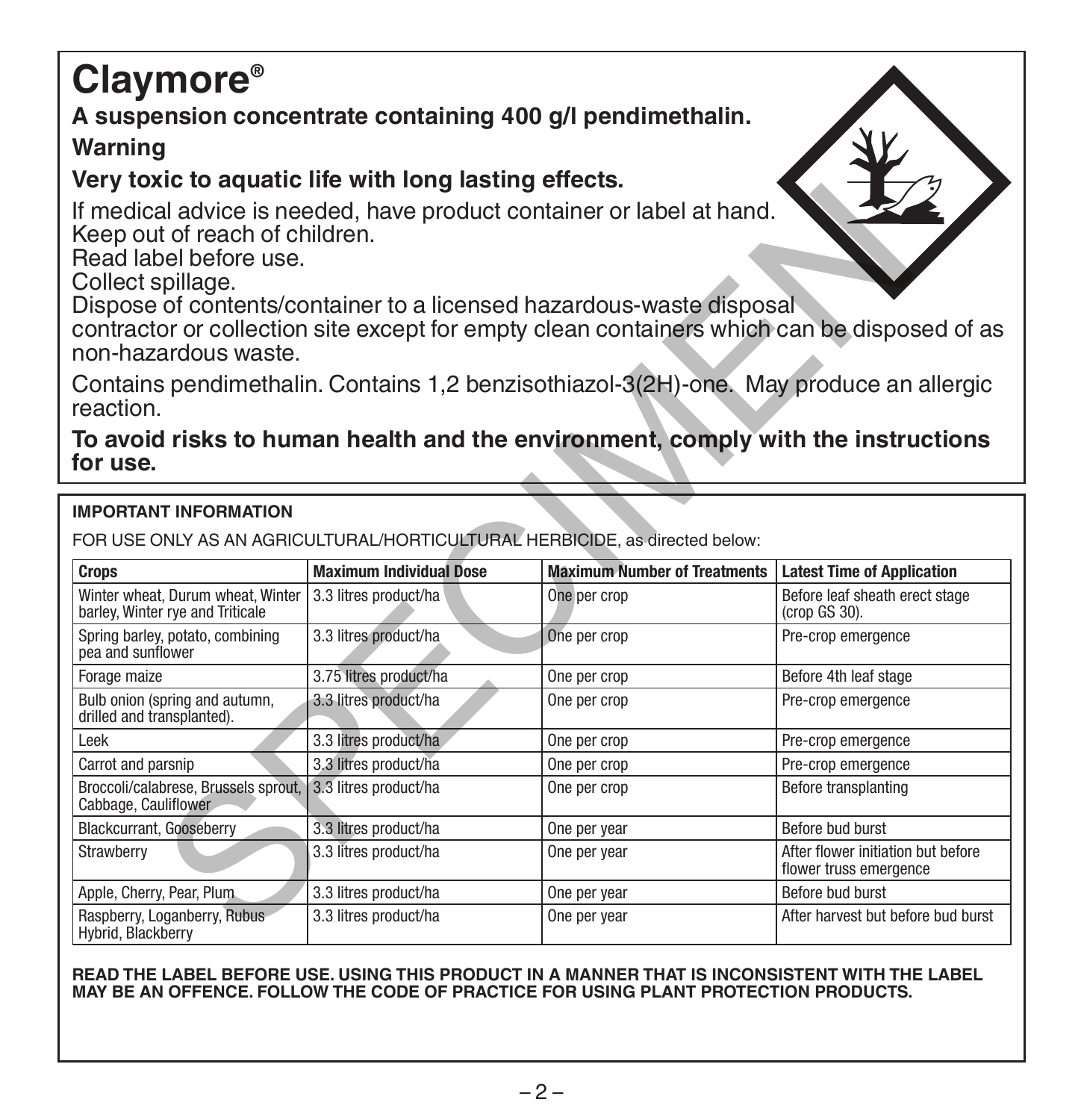# Claymore®

**A suspension concentrate containing 400 g/l pendimethalin.**

**Warning**

**Very toxic to aquatic life with long lasting effects.**

If medical advice is needed, have product container or label at hand.
Keep out of reach of children.
Read label before use.
Collect spillage.
Dispose of contents/container to a licensed hazardous-waste disposal contractor or collection site except for empty clean containers which can be disposed of as non-hazardous waste.

Contains pendimethalin. Contains 1,2 benzisothiazol-3(2H)-one. May produce an allergic reaction.

**To avoid risks to human health and the environment, comply with the instructions for use.**

**IMPORTANT INFORMATION**

FOR USE ONLY AS AN AGRICULTURAL/HORTICULTURAL HERBICIDE, as directed below:

| Crops | Maximum Individual Dose | Maximum Number of Treatments | Latest Time of Application |
|---|---|---|---|
| Winter wheat, Durum wheat, Winter barley, Winter rye and Triticale | 3.3 litres product/ha | One per crop | Before leaf sheath erect stage (crop GS 30). |
| Spring barley, potato, combining pea and sunflower | 3.3 litres product/ha | One per crop | Pre-crop emergence |
| Forage maize | 3.75 litres product/ha | One per crop | Before 4th leaf stage |
| Bulb onion (spring and autumn, drilled and transplanted). | 3.3 litres product/ha | One per crop | Pre-crop emergence |
| Leek | 3.3 litres product/ha | One per crop | Pre-crop emergence |
| Carrot and parsnip | 3.3 litres product/ha | One per crop | Pre-crop emergence |
| Broccoli/calabrese, Brussels sprout, Cabbage, Cauliflower | 3.3 litres product/ha | One per crop | Before transplanting |
| Blackcurrant, Gooseberry | 3.3 litres product/ha | One per year | Before bud burst |
| Strawberry | 3.3 litres product/ha | One per year | After flower initiation but before flower truss emergence |
| Apple, Cherry, Pear, Plum | 3.3 litres product/ha | One per year | Before bud burst |
| Raspberry, Loganberry, Rubus Hybrid, Blackberry | 3.3 litres product/ha | One per year | After harvest but before bud burst |

**READ THE LABEL BEFORE USE. USING THIS PRODUCT IN A MANNER THAT IS INCONSISTENT WITH THE LABEL MAY BE AN OFFENCE. FOLLOW THE CODE OF PRACTICE FOR USING PLANT PROTECTION PRODUCTS.**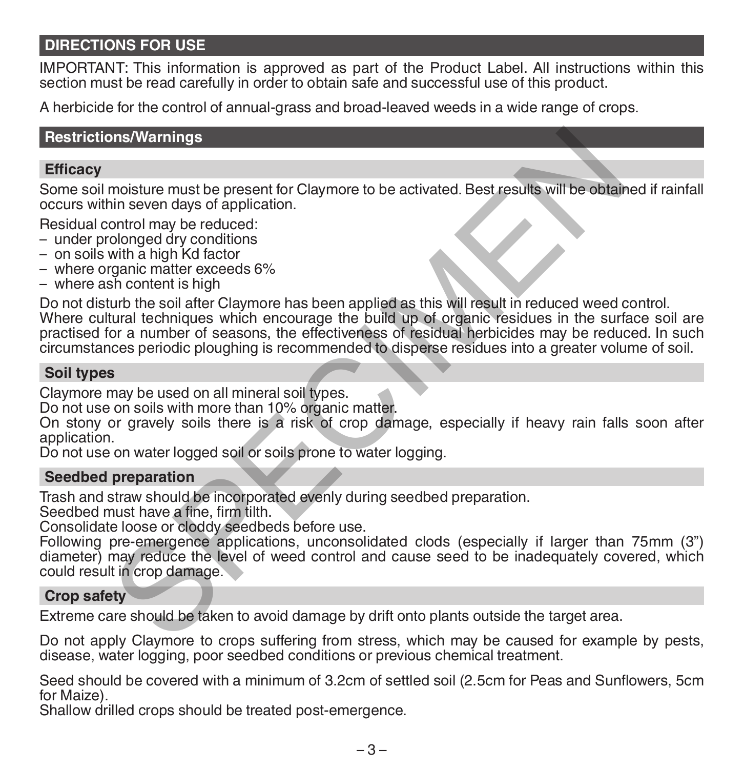## DIRECTIONS FOR USE

IMPORTANT: This information is approved as part of the Product Label. All instructions within this section must be read carefully in order to obtain safe and successful use of this product.

A herbicide for the control of annual-grass and broad-leaved weeds in a wide range of crops.

## Restrictions/Warnings

### Efficacy

Some soil moisture must be present for Claymore to be activated. Best results will be obtained if rainfall occurs within seven days of application.

Residual control may be reduced:
- under prolonged dry conditions
- on soils with a high Kd factor
- where organic matter exceeds 6%
- where ash content is high

Do not disturb the soil after Claymore has been applied as this will result in reduced weed control.
Where cultural techniques which encourage the build up of organic residues in the surface soil are practised for a number of seasons, the effectiveness of residual herbicides may be reduced. In such circumstances periodic ploughing is recommended to disperse residues into a greater volume of soil.

### Soil types

Claymore may be used on all mineral soil types.
Do not use on soils with more than 10% organic matter.
On stony or gravely soils there is a risk of crop damage, especially if heavy rain falls soon after application.
Do not use on water logged soil or soils prone to water logging.

### Seedbed preparation

Trash and straw should be incorporated evenly during seedbed preparation.
Seedbed must have a fine, firm tilth.
Consolidate loose or cloddy seedbeds before use.
Following pre-emergence applications, unconsolidated clods (especially if larger than 75mm (3") diameter) may reduce the level of weed control and cause seed to be inadequately covered, which could result in crop damage.

### Crop safety

Extreme care should be taken to avoid damage by drift onto plants outside the target area.

Do not apply Claymore to crops suffering from stress, which may be caused for example by pests, disease, water logging, poor seedbed conditions or previous chemical treatment.

Seed should be covered with a minimum of 3.2cm of settled soil (2.5cm for Peas and Sunflowers, 5cm for Maize).
Shallow drilled crops should be treated post-emergence.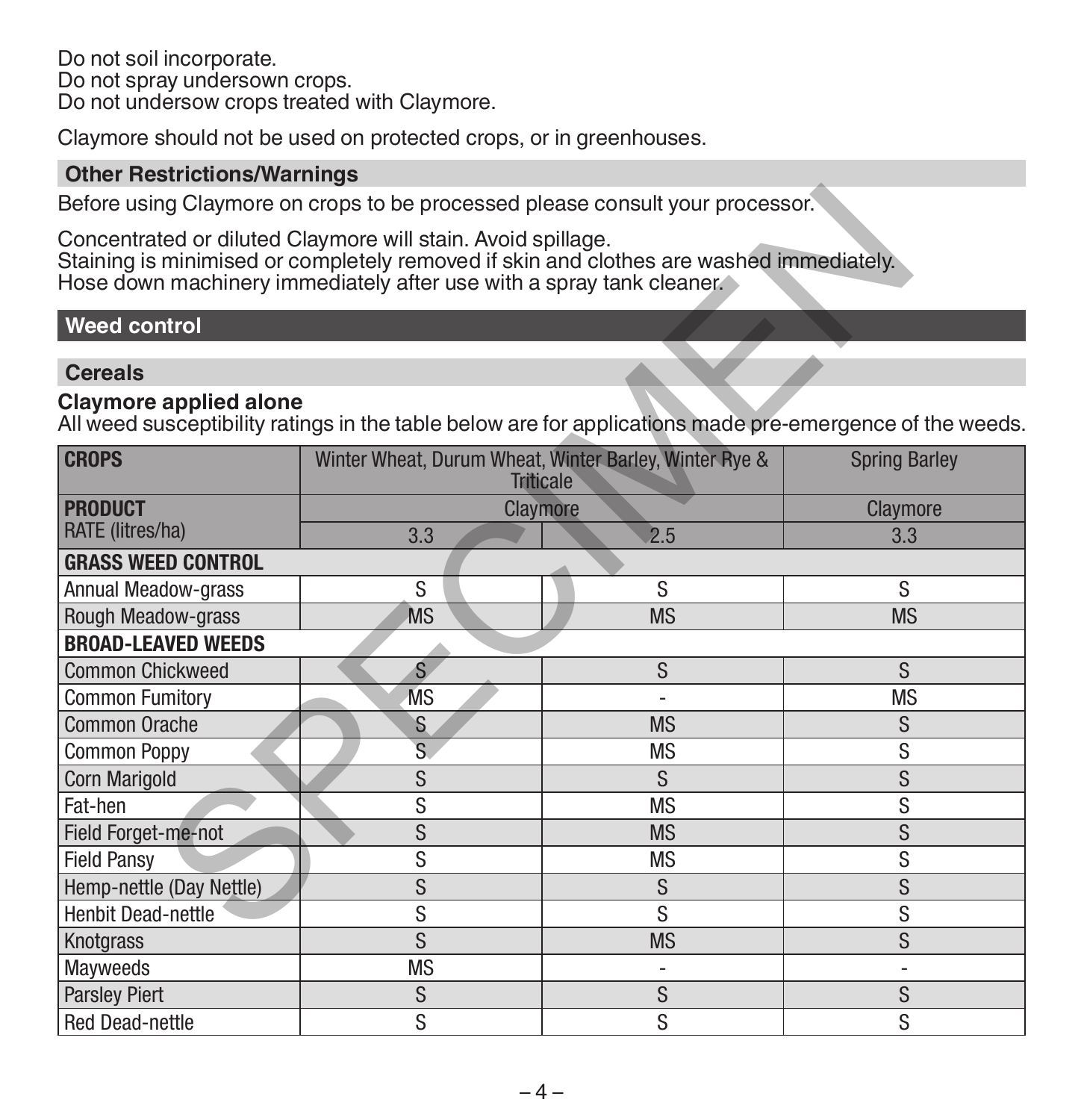Do not soil incorporate.
Do not spray undersown crops.
Do not undersow crops treated with Claymore.

Claymore should not be used on protected crops, or in greenhouses.

## Other Restrictions/Warnings

Before using Claymore on crops to be processed please consult your processor.

Concentrated or diluted Claymore will stain. Avoid spillage.
Staining is minimised or completely removed if skin and clothes are washed immediately.
Hose down machinery immediately after use with a spray tank cleaner.

## Weed control

### Cereals

**Claymore applied alone**
All weed susceptibility ratings in the table below are for applications made pre-emergence of the weeds.

| CROPS | Winter Wheat, Durum Wheat, Winter Barley, Winter Rye & Triticale | | Spring Barley |
|---|---|---|---|
| **PRODUCT** | Claymore | | Claymore |
| RATE (litres/ha) | 3.3 | 2.5 | 3.3 |
| **GRASS WEED CONTROL** | | | |
| Annual Meadow-grass | S | S | S |
| Rough Meadow-grass | MS | MS | MS |
| **BROAD-LEAVED WEEDS** | | | |
| Common Chickweed | S | S | S |
| Common Fumitory | MS | - | MS |
| Common Orache | S | MS | S |
| Common Poppy | S | MS | S |
| Corn Marigold | S | S | S |
| Fat-hen | S | MS | S |
| Field Forget-me-not | S | MS | S |
| Field Pansy | S | MS | S |
| Hemp-nettle (Day Nettle) | S | S | S |
| Henbit Dead-nettle | S | S | S |
| Knotgrass | S | MS | S |
| Mayweeds | MS | - | - |
| Parsley Piert | S | S | S |
| Red Dead-nettle | S | S | S |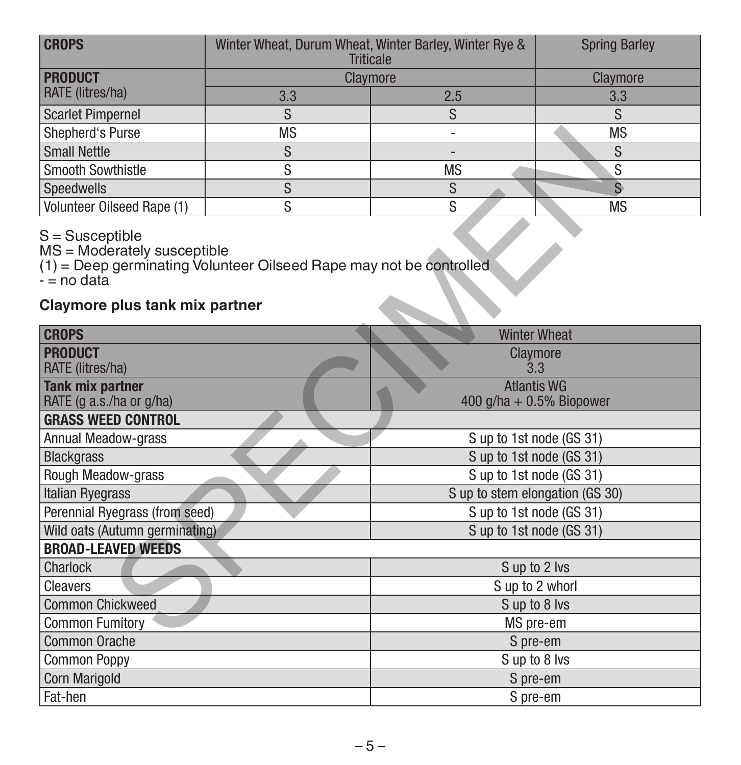| CROPS | Winter Wheat, Durum Wheat, Winter Barley, Winter Rye & Triticale | | Spring Barley |
|---|---|---|---|
| **PRODUCT** | Claymore | | Claymore |
| RATE (litres/ha) | 3.3 | 2.5 | 3.3 |
| Scarlet Pimpernel | S | S | S |
| Shepherd's Purse | MS | - | MS |
| Small Nettle | S | - | S |
| Smooth Sowthistle | S | MS | S |
| Speedwells | S | S | S |
| Volunteer Oilseed Rape (1) | S | S | MS |

S = Susceptible
MS = Moderately susceptible
(1) = Deep germinating Volunteer Oilseed Rape may not be controlled
- = no data

**Claymore plus tank mix partner**

| CROPS | Winter Wheat |
|---|---|
| **PRODUCT** RATE (litres/ha) | Claymore 3.3 |
| **Tank mix partner** RATE (g a.s./ha or g/ha) | Atlantis WG 400 g/ha + 0.5% Biopower |
| **GRASS WEED CONTROL** | |
| Annual Meadow-grass | S up to 1st node (GS 31) |
| Blackgrass | S up to 1st node (GS 31) |
| Rough Meadow-grass | S up to 1st node (GS 31) |
| Italian Ryegrass | S up to stem elongation (GS 30) |
| Perennial Ryegrass (from seed) | S up to 1st node (GS 31) |
| Wild oats (Autumn germinating) | S up to 1st node (GS 31) |
| **BROAD-LEAVED WEEDS** | |
| Charlock | S up to 2 lvs |
| Cleavers | S up to 2 whorl |
| Common Chickweed | S up to 8 lvs |
| Common Fumitory | MS pre-em |
| Common Orache | S pre-em |
| Common Poppy | S up to 8 lvs |
| Corn Marigold | S pre-em |
| Fat-hen | S pre-em |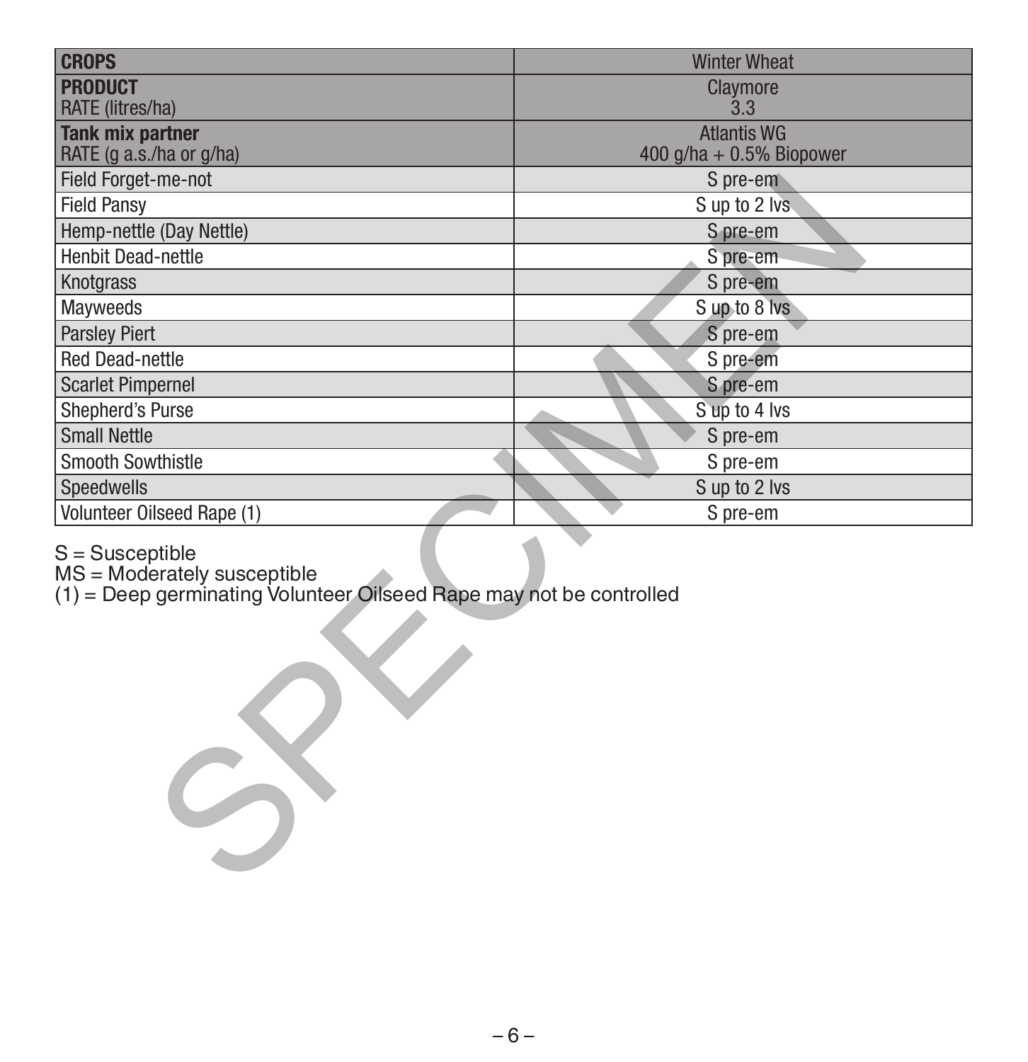| **CROPS** | Winter Wheat |
|---|---|
| **PRODUCT**<br>RATE (litres/ha) | Claymore<br>3.3 |
| **Tank mix partner**<br>RATE (g a.s./ha or g/ha) | Atlantis WG<br>400 g/ha + 0.5% Biopower |
| Field Forget-me-not | S pre-em |
| Field Pansy | S up to 2 lvs |
| Hemp-nettle (Day Nettle) | S pre-em |
| Henbit Dead-nettle | S pre-em |
| Knotgrass | S pre-em |
| Mayweeds | S up to 8 lvs |
| Parsley Piert | S pre-em |
| Red Dead-nettle | S pre-em |
| Scarlet Pimpernel | S pre-em |
| Shepherd's Purse | S up to 4 lvs |
| Small Nettle | S pre-em |
| Smooth Sowthistle | S pre-em |
| Speedwells | S up to 2 lvs |
| Volunteer Oilseed Rape (1) | S pre-em |

S = Susceptible
MS = Moderately susceptible
(1) = Deep germinating Volunteer Oilseed Rape may not be controlled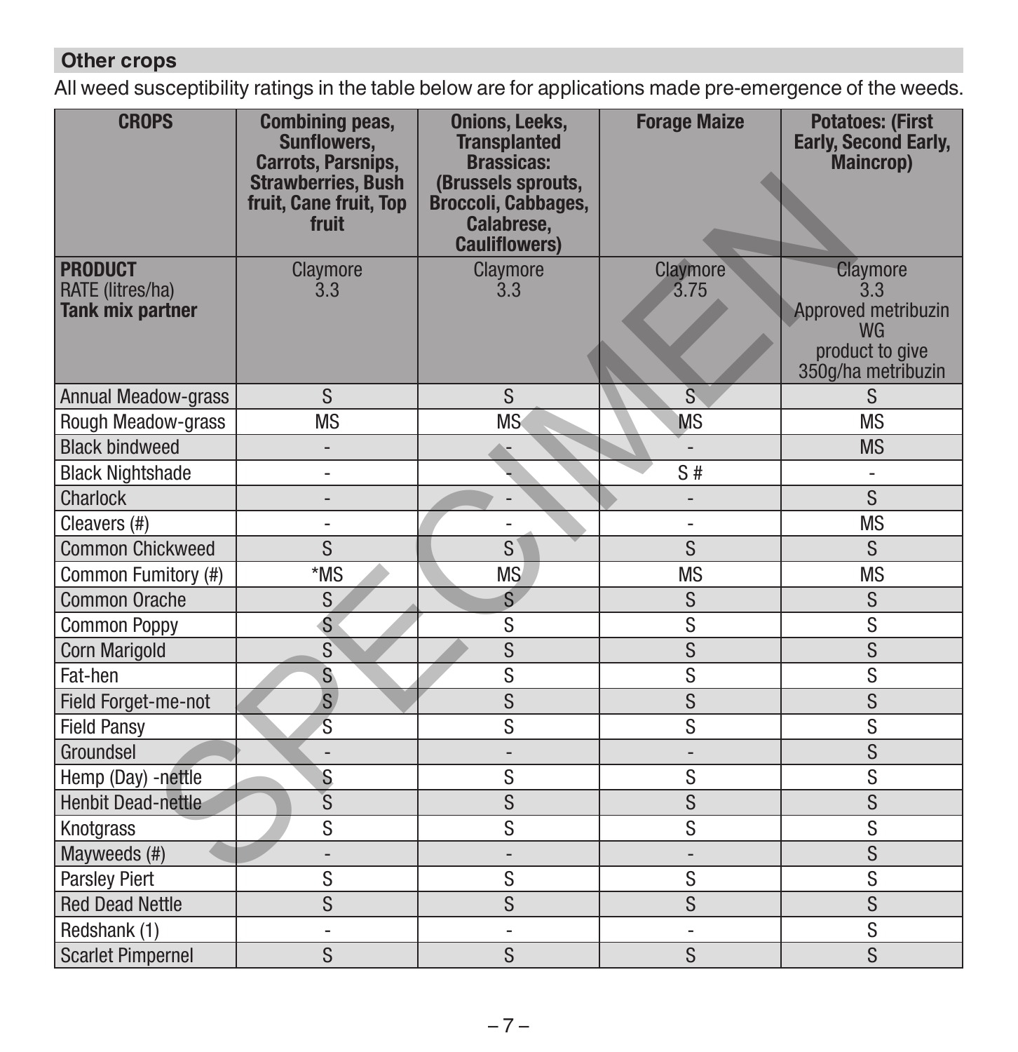## Other crops

All weed susceptibility ratings in the table below are for applications made pre-emergence of the weeds.

| CROPS | Combining peas, Sunflowers, Carrots, Parsnips, Strawberries, Bush fruit, Cane fruit, Top fruit | Onions, Leeks, Transplanted Brassicas: (Brussels sprouts, Broccoli, Cabbages, Calabrese, Cauliflowers) | Forage Maize | Potatoes: (First Early, Second Early, Maincrop) |
|---|---|---|---|---|
| **PRODUCT** RATE (litres/ha) **Tank mix partner** | Claymore 3.3 | Claymore 3.3 | Claymore 3.75 | Claymore 3.3 Approved metribuzin WG product to give 350g/ha metribuzin |
| Annual Meadow-grass | S | S | S | S |
| Rough Meadow-grass | MS | MS | MS | MS |
| Black bindweed | - | - | - | MS |
| Black Nightshade | - | - | S # | - |
| Charlock | - | - | - | S |
| Cleavers (#) | - | - | - | MS |
| Common Chickweed | S | S | S | S |
| Common Fumitory (#) | *MS | MS | MS | MS |
| Common Orache | S | S | S | S |
| Common Poppy | S | S | S | S |
| Corn Marigold | S | S | S | S |
| Fat-hen | S | S | S | S |
| Field Forget-me-not | S | S | S | S |
| Field Pansy | S | S | S | S |
| Groundsel | - | - | - | S |
| Hemp (Day) -nettle | S | S | S | S |
| Henbit Dead-nettle | S | S | S | S |
| Knotgrass | S | S | S | S |
| Mayweeds (#) | - | - | - | S |
| Parsley Piert | S | S | S | S |
| Red Dead Nettle | S | S | S | S |
| Redshank (1) | - | - | - | S |
| Scarlet Pimpernel | S | S | S | S |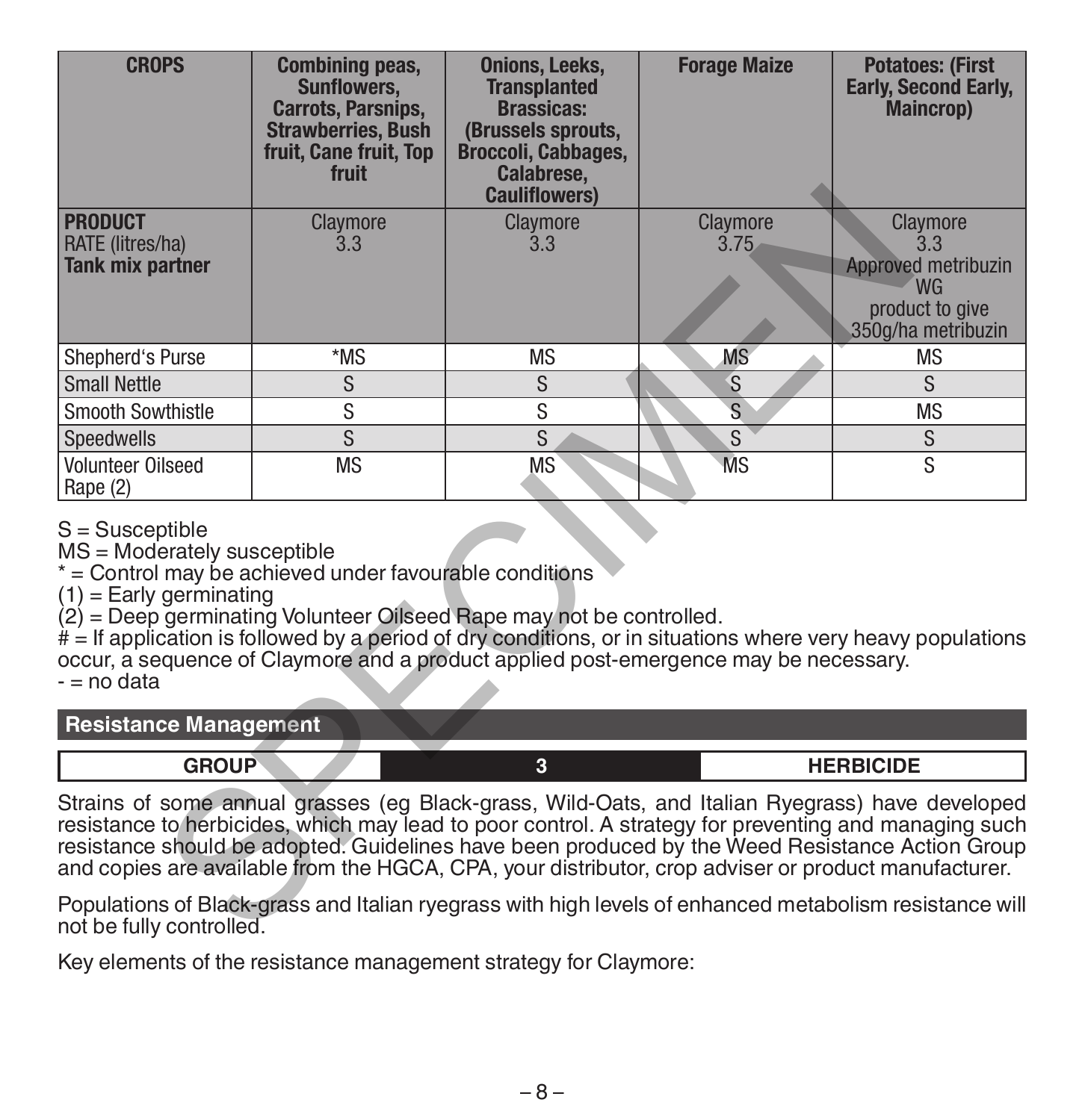| CROPS | Combining peas, Sunflowers, Carrots, Parsnips, Strawberries, Bush fruit, Cane fruit, Top fruit | Onions, Leeks, Transplanted Brassicas: (Brussels sprouts, Broccoli, Cabbages, Calabrese, Cauliflowers) | Forage Maize | Potatoes: (First Early, Second Early, Maincrop) |
|---|---|---|---|---|
| **PRODUCT** RATE (litres/ha) **Tank mix partner** | Claymore 3.3 | Claymore 3.3 | Claymore 3.75 | Claymore 3.3 Approved metribuzin WG product to give 350g/ha metribuzin |
| Shepherd's Purse | *MS | MS | MS | MS |
| Small Nettle | S | S | S | S |
| Smooth Sowthistle | S | S | S | MS |
| Speedwells | S | S | S | S |
| Volunteer Oilseed Rape (2) | MS | MS | MS | S |

S = Susceptible
MS = Moderately susceptible
* = Control may be achieved under favourable conditions
(1) = Early germinating
(2) = Deep germinating Volunteer Oilseed Rape may not be controlled.
# = If application is followed by a period of dry conditions, or in situations where very heavy populations occur, a sequence of Claymore and a product applied post-emergence may be necessary.
- = no data

## Resistance Management

| GROUP | 3 | HERBICIDE |
|---|---|---|

Strains of some annual grasses (eg Black-grass, Wild-Oats, and Italian Ryegrass) have developed resistance to herbicides, which may lead to poor control. A strategy for preventing and managing such resistance should be adopted. Guidelines have been produced by the Weed Resistance Action Group and copies are available from the HGCA, CPA, your distributor, crop adviser or product manufacturer.

Populations of Black-grass and Italian ryegrass with high levels of enhanced metabolism resistance will not be fully controlled.

Key elements of the resistance management strategy for Claymore: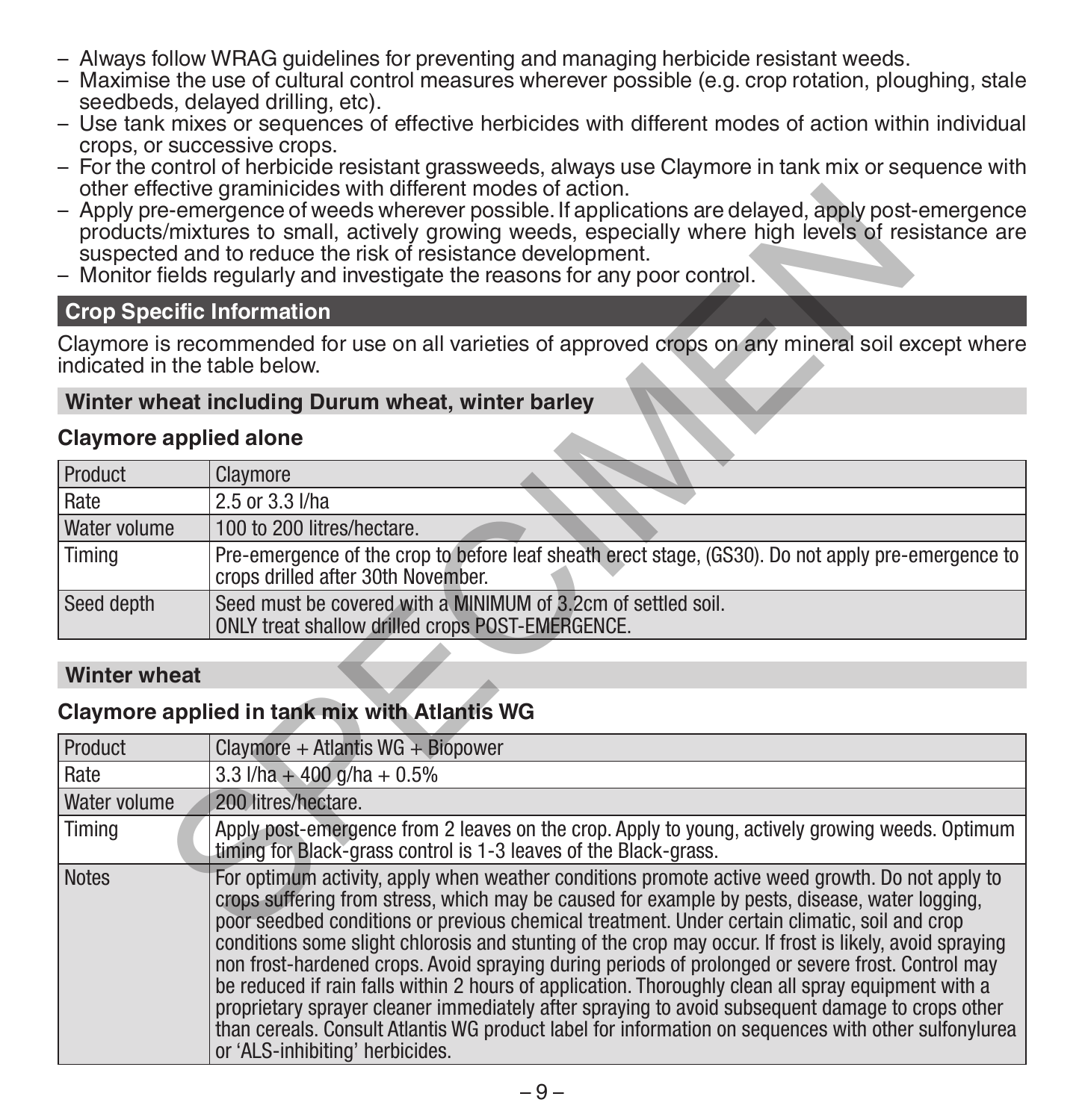- Always follow WRAG guidelines for preventing and managing herbicide resistant weeds.
- Maximise the use of cultural control measures wherever possible (e.g. crop rotation, ploughing, stale seedbeds, delayed drilling, etc).
- Use tank mixes or sequences of effective herbicides with different modes of action within individual crops, or successive crops.
- For the control of herbicide resistant grassweeds, always use Claymore in tank mix or sequence with other effective graminicides with different modes of action.
- Apply pre-emergence of weeds wherever possible. If applications are delayed, apply post-emergence products/mixtures to small, actively growing weeds, especially where high levels of resistance are suspected and to reduce the risk of resistance development.
- Monitor fields regularly and investigate the reasons for any poor control.

## Crop Specific Information

Claymore is recommended for use on all varieties of approved crops on any mineral soil except where indicated in the table below.

### Winter wheat including Durum wheat, winter barley

**Claymore applied alone**

| Product | Claymore |
|---|---|
| Rate | 2.5 or 3.3 l/ha |
| Water volume | 100 to 200 litres/hectare. |
| Timing | Pre-emergence of the crop to before leaf sheath erect stage, (GS30). Do not apply pre-emergence to crops drilled after 30th November. |
| Seed depth | Seed must be covered with a MINIMUM of 3.2cm of settled soil. ONLY treat shallow drilled crops POST-EMERGENCE. |

### Winter wheat

**Claymore applied in tank mix with Atlantis WG**

| Product | Claymore + Atlantis WG + Biopower |
|---|---|
| Rate | 3.3 l/ha + 400 g/ha + 0.5% |
| Water volume | 200 litres/hectare. |
| Timing | Apply post-emergence from 2 leaves on the crop. Apply to young, actively growing weeds. Optimum timing for Black-grass control is 1-3 leaves of the Black-grass. |
| Notes | For optimum activity, apply when weather conditions promote active weed growth. Do not apply to crops suffering from stress, which may be caused for example by pests, disease, water logging, poor seedbed conditions or previous chemical treatment. Under certain climatic, soil and crop conditions some slight chlorosis and stunting of the crop may occur. If frost is likely, avoid spraying non frost-hardened crops. Avoid spraying during periods of prolonged or severe frost. Control may be reduced if rain falls within 2 hours of application. Thoroughly clean all spray equipment with a proprietary sprayer cleaner immediately after spraying to avoid subsequent damage to crops other than cereals. Consult Atlantis WG product label for information on sequences with other sulfonylurea or 'ALS-inhibiting' herbicides. |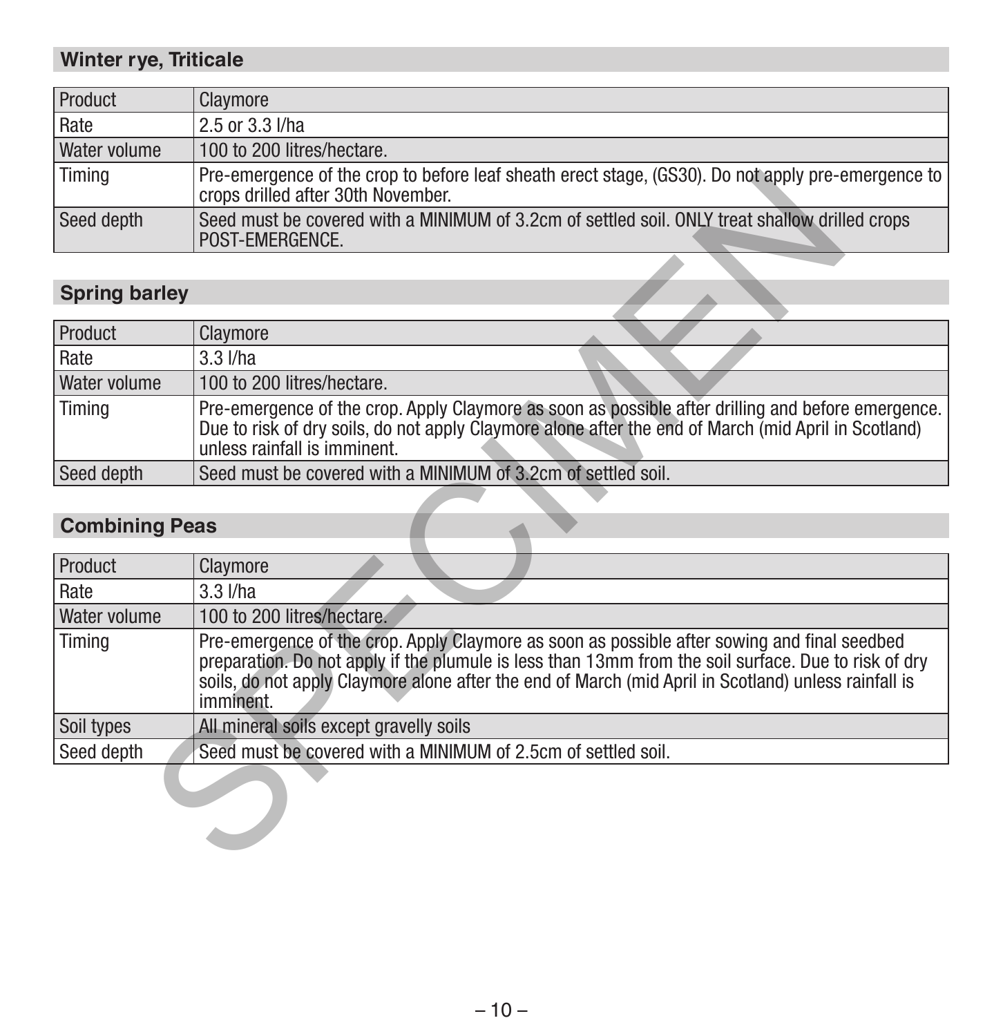## Winter rye, Triticale

| Product | Claymore |
|---|---|
| Rate | 2.5 or 3.3 l/ha |
| Water volume | 100 to 200 litres/hectare. |
| Timing | Pre-emergence of the crop to before leaf sheath erect stage, (GS30). Do not apply pre-emergence to crops drilled after 30th November. |
| Seed depth | Seed must be covered with a MINIMUM of 3.2cm of settled soil. ONLY treat shallow drilled crops POST-EMERGENCE. |

## Spring barley

| Product | Claymore |
|---|---|
| Rate | 3.3 l/ha |
| Water volume | 100 to 200 litres/hectare. |
| Timing | Pre-emergence of the crop. Apply Claymore as soon as possible after drilling and before emergence. Due to risk of dry soils, do not apply Claymore alone after the end of March (mid April in Scotland) unless rainfall is imminent. |
| Seed depth | Seed must be covered with a MINIMUM of 3.2cm of settled soil. |

## Combining Peas

| Product | Claymore |
|---|---|
| Rate | 3.3 l/ha |
| Water volume | 100 to 200 litres/hectare. |
| Timing | Pre-emergence of the crop. Apply Claymore as soon as possible after sowing and final seedbed preparation. Do not apply if the plumule is less than 13mm from the soil surface. Due to risk of dry soils, do not apply Claymore alone after the end of March (mid April in Scotland) unless rainfall is imminent. |
| Soil types | All mineral soils except gravelly soils |
| Seed depth | Seed must be covered with a MINIMUM of 2.5cm of settled soil. |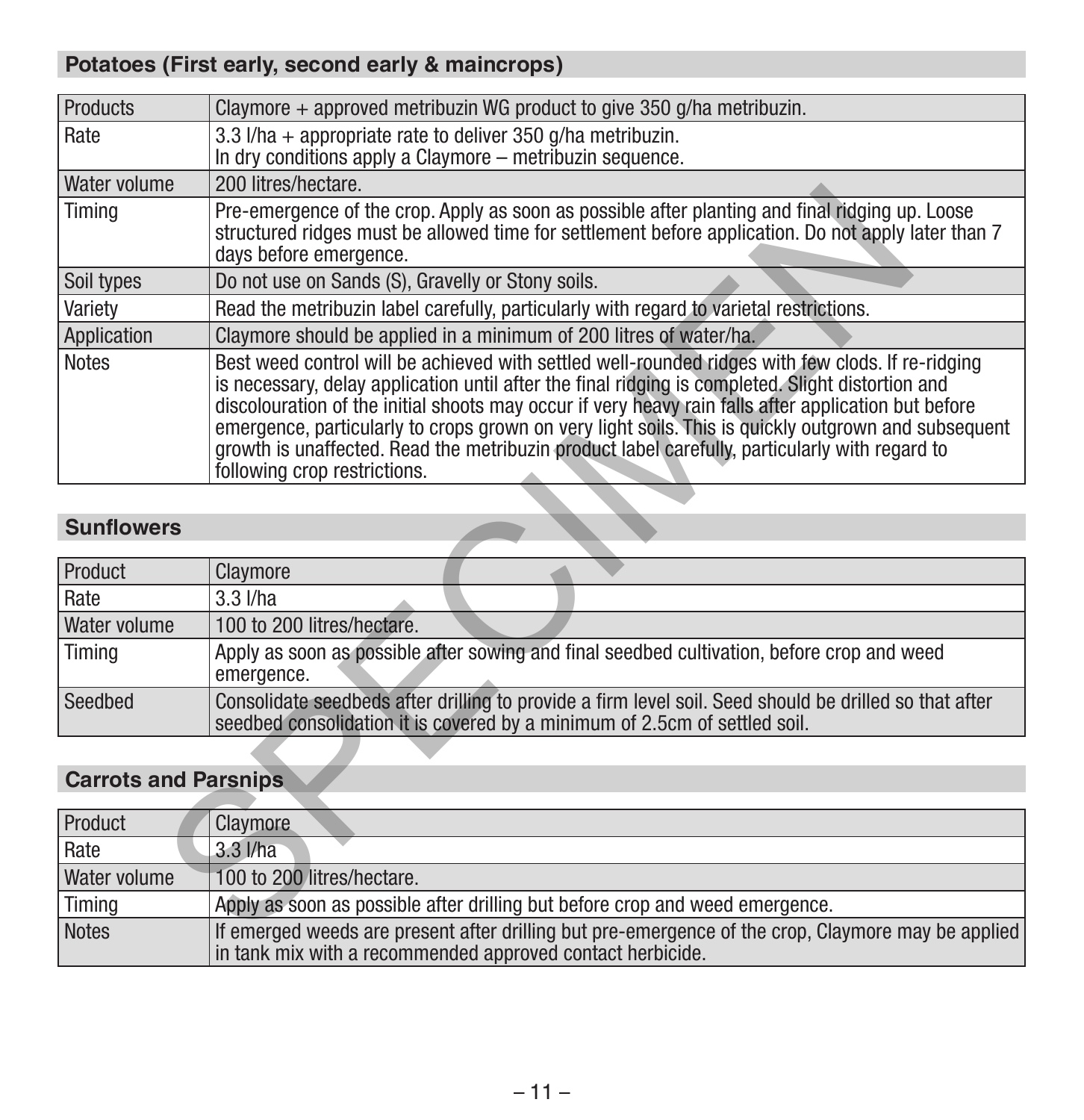## Potatoes (First early, second early & maincrops)

| Products | Claymore + approved metribuzin WG product to give 350 g/ha metribuzin. |
|---|---|
| Rate | 3.3 l/ha + appropriate rate to deliver 350 g/ha metribuzin. In dry conditions apply a Claymore – metribuzin sequence. |
| Water volume | 200 litres/hectare. |
| Timing | Pre-emergence of the crop. Apply as soon as possible after planting and final ridging up. Loose structured ridges must be allowed time for settlement before application. Do not apply later than 7 days before emergence. |
| Soil types | Do not use on Sands (S), Gravelly or Stony soils. |
| Variety | Read the metribuzin label carefully, particularly with regard to varietal restrictions. |
| Application | Claymore should be applied in a minimum of 200 litres of water/ha. |
| Notes | Best weed control will be achieved with settled well-rounded ridges with few clods. If re-ridging is necessary, delay application until after the final ridging is completed. Slight distortion and discolouration of the initial shoots may occur if very heavy rain falls after application but before emergence, particularly to crops grown on very light soils. This is quickly outgrown and subsequent growth is unaffected. Read the metribuzin product label carefully, particularly with regard to following crop restrictions. |

## Sunflowers

| Product | Claymore |
|---|---|
| Rate | 3.3 l/ha |
| Water volume | 100 to 200 litres/hectare. |
| Timing | Apply as soon as possible after sowing and final seedbed cultivation, before crop and weed emergence. |
| Seedbed | Consolidate seedbeds after drilling to provide a firm level soil. Seed should be drilled so that after seedbed consolidation it is covered by a minimum of 2.5cm of settled soil. |

## Carrots and Parsnips

| Product | Claymore |
|---|---|
| Rate | 3.3 l/ha |
| Water volume | 100 to 200 litres/hectare. |
| Timing | Apply as soon as possible after drilling but before crop and weed emergence. |
| Notes | If emerged weeds are present after drilling but pre-emergence of the crop, Claymore may be applied in tank mix with a recommended approved contact herbicide. |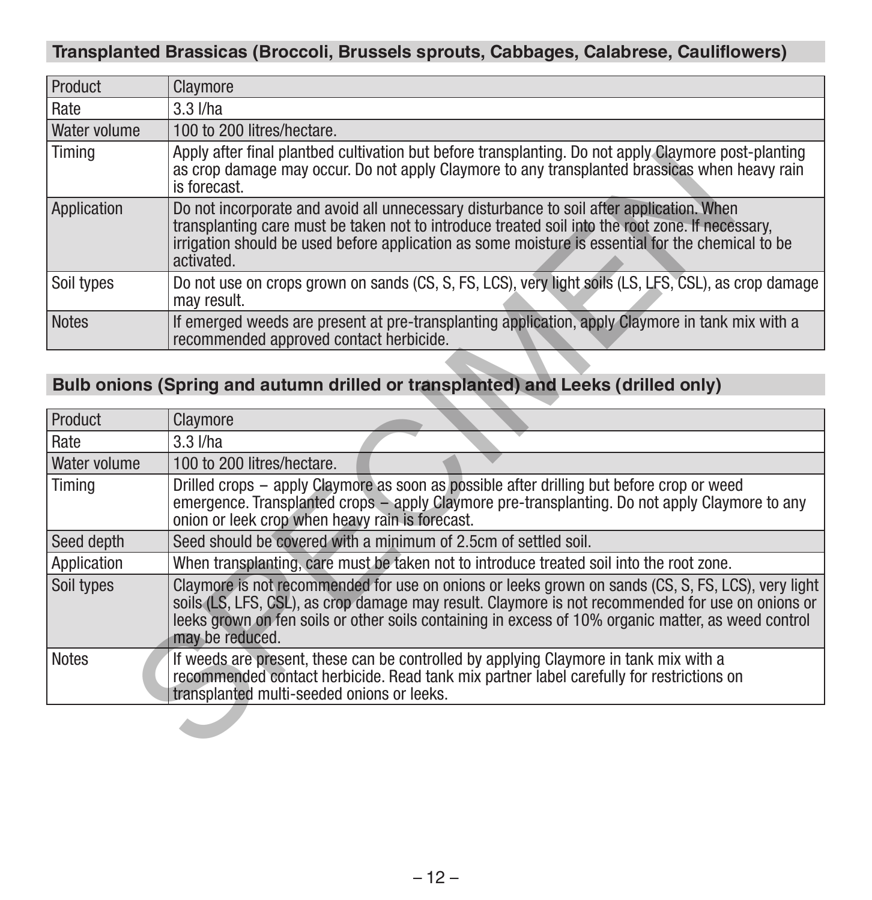## Transplanted Brassicas (Broccoli, Brussels sprouts, Cabbages, Calabrese, Cauliflowers)

| Product | Claymore |
|---|---|
| Rate | 3.3 l/ha |
| Water volume | 100 to 200 litres/hectare. |
| Timing | Apply after final plantbed cultivation but before transplanting. Do not apply Claymore post-planting as crop damage may occur. Do not apply Claymore to any transplanted brassicas when heavy rain is forecast. |
| Application | Do not incorporate and avoid all unnecessary disturbance to soil after application. When transplanting care must be taken not to introduce treated soil into the root zone. If necessary, irrigation should be used before application as some moisture is essential for the chemical to be activated. |
| Soil types | Do not use on crops grown on sands (CS, S, FS, LCS), very light soils (LS, LFS, CSL), as crop damage may result. |
| Notes | If emerged weeds are present at pre-transplanting application, apply Claymore in tank mix with a recommended approved contact herbicide. |

## Bulb onions (Spring and autumn drilled or transplanted) and Leeks (drilled only)

| Product | Claymore |
|---|---|
| Rate | 3.3 l/ha |
| Water volume | 100 to 200 litres/hectare. |
| Timing | Drilled crops – apply Claymore as soon as possible after drilling but before crop or weed emergence. Transplanted crops – apply Claymore pre-transplanting. Do not apply Claymore to any onion or leek crop when heavy rain is forecast. |
| Seed depth | Seed should be covered with a minimum of 2.5cm of settled soil. |
| Application | When transplanting, care must be taken not to introduce treated soil into the root zone. |
| Soil types | Claymore is not recommended for use on onions or leeks grown on sands (CS, S, FS, LCS), very light soils (LS, LFS, CSL), as crop damage may result. Claymore is not recommended for use on onions or leeks grown on fen soils or other soils containing in excess of 10% organic matter, as weed control may be reduced. |
| Notes | If weeds are present, these can be controlled by applying Claymore in tank mix with a recommended contact herbicide. Read tank mix partner label carefully for restrictions on transplanted multi-seeded onions or leeks. |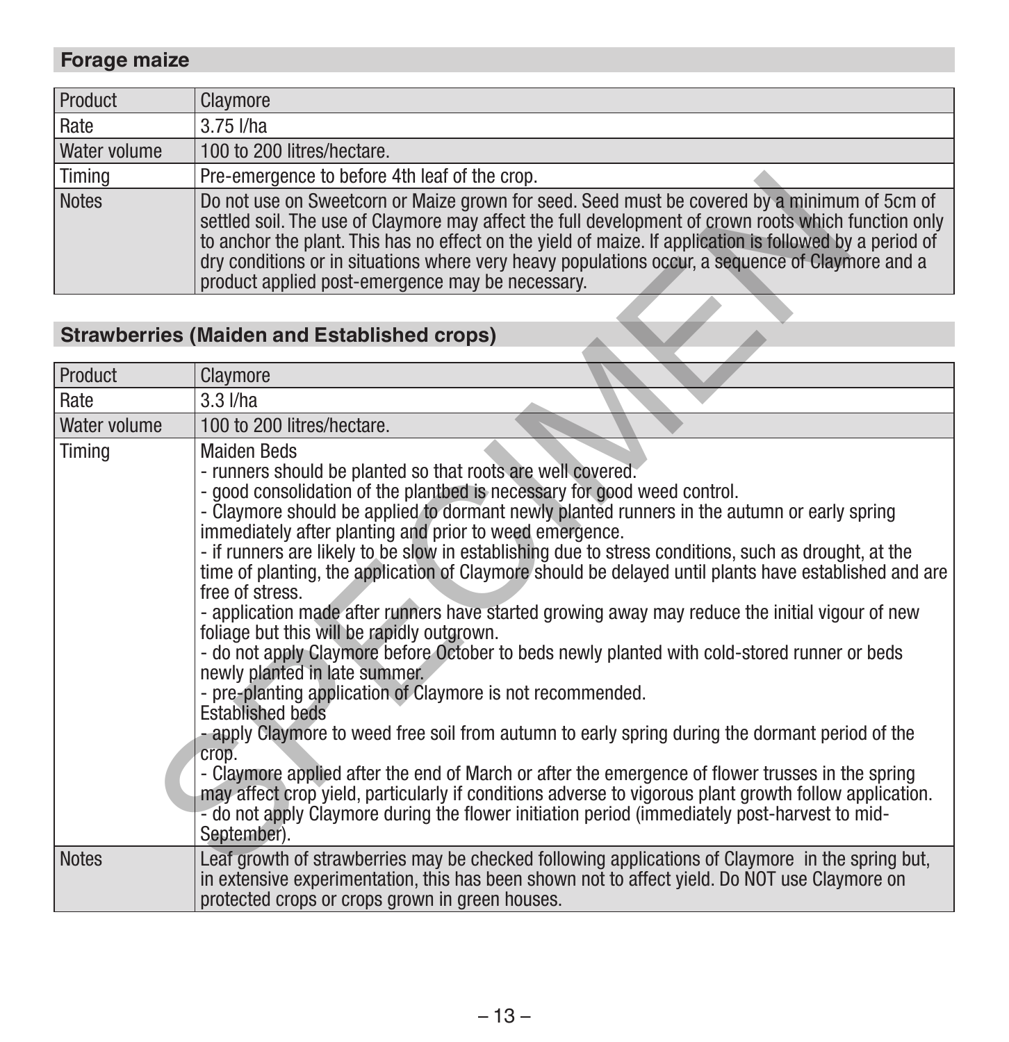## Forage maize

| Product | Claymore |
|---|---|
| Rate | 3.75 l/ha |
| Water volume | 100 to 200 litres/hectare. |
| Timing | Pre-emergence to before 4th leaf of the crop. |
| Notes | Do not use on Sweetcorn or Maize grown for seed. Seed must be covered by a minimum of 5cm of settled soil. The use of Claymore may affect the full development of crown roots which function only to anchor the plant. This has no effect on the yield of maize. If application is followed by a period of dry conditions or in situations where very heavy populations occur, a sequence of Claymore and a product applied post-emergence may be necessary. |

## Strawberries (Maiden and Established crops)

| Product | Claymore |
|---|---|
| Rate | 3.3 l/ha |
| Water volume | 100 to 200 litres/hectare. |
| Timing | Maiden Beds<br>- runners should be planted so that roots are well covered.<br>- good consolidation of the plantbed is necessary for good weed control.<br>- Claymore should be applied to dormant newly planted runners in the autumn or early spring immediately after planting and prior to weed emergence.<br>- if runners are likely to be slow in establishing due to stress conditions, such as drought, at the time of planting, the application of Claymore should be delayed until plants have established and are free of stress.<br>- application made after runners have started growing away may reduce the initial vigour of new foliage but this will be rapidly outgrown.<br>- do not apply Claymore before October to beds newly planted with cold-stored runner or beds newly planted in late summer.<br>- pre-planting application of Claymore is not recommended.<br>Established beds<br>- apply Claymore to weed free soil from autumn to early spring during the dormant period of the crop.<br>- Claymore applied after the end of March or after the emergence of flower trusses in the spring may affect crop yield, particularly if conditions adverse to vigorous plant growth follow application.<br>- do not apply Claymore during the flower initiation period (immediately post-harvest to mid-September). |
| Notes | Leaf growth of strawberries may be checked following applications of Claymore in the spring but, in extensive experimentation, this has been shown not to affect yield. Do NOT use Claymore on protected crops or crops grown in green houses. |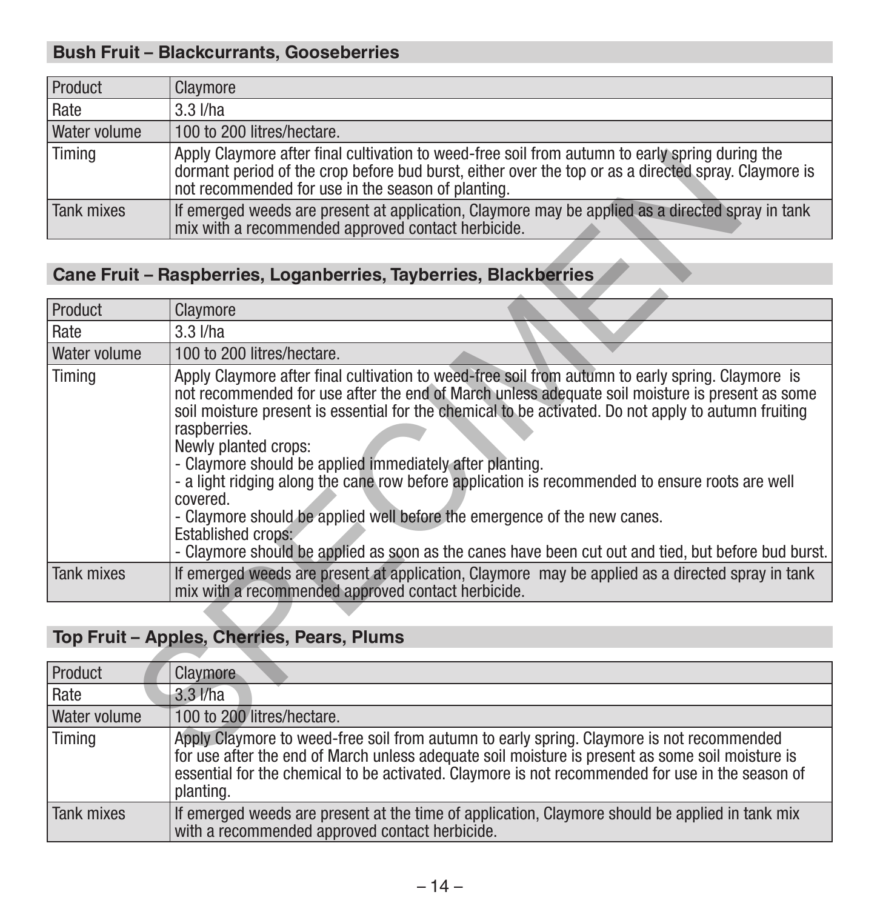## Bush Fruit – Blackcurrants, Gooseberries

| Product | Claymore |
|---|---|
| Rate | 3.3 l/ha |
| Water volume | 100 to 200 litres/hectare. |
| Timing | Apply Claymore after final cultivation to weed-free soil from autumn to early spring during the dormant period of the crop before bud burst, either over the top or as a directed spray. Claymore is not recommended for use in the season of planting. |
| Tank mixes | If emerged weeds are present at application, Claymore may be applied as a directed spray in tank mix with a recommended approved contact herbicide. |

## Cane Fruit – Raspberries, Loganberries, Tayberries, Blackberries

| Product | Claymore |
|---|---|
| Rate | 3.3 l/ha |
| Water volume | 100 to 200 litres/hectare. |
| Timing | Apply Claymore after final cultivation to weed-free soil from autumn to early spring. Claymore is not recommended for use after the end of March unless adequate soil moisture is present as some soil moisture present is essential for the chemical to be activated. Do not apply to autumn fruiting raspberries.<br>Newly planted crops:<br>- Claymore should be applied immediately after planting.<br>- a light ridging along the cane row before application is recommended to ensure roots are well covered.<br>- Claymore should be applied well before the emergence of the new canes.<br>Established crops:<br>- Claymore should be applied as soon as the canes have been cut out and tied, but before bud burst. |
| Tank mixes | If emerged weeds are present at application, Claymore may be applied as a directed spray in tank mix with a recommended approved contact herbicide. |

## Top Fruit – Apples, Cherries, Pears, Plums

| Product | Claymore |
|---|---|
| Rate | 3.3 l/ha |
| Water volume | 100 to 200 litres/hectare. |
| Timing | Apply Claymore to weed-free soil from autumn to early spring. Claymore is not recommended for use after the end of March unless adequate soil moisture is present as some soil moisture is essential for the chemical to be activated. Claymore is not recommended for use in the season of planting. |
| Tank mixes | If emerged weeds are present at the time of application, Claymore should be applied in tank mix with a recommended approved contact herbicide. |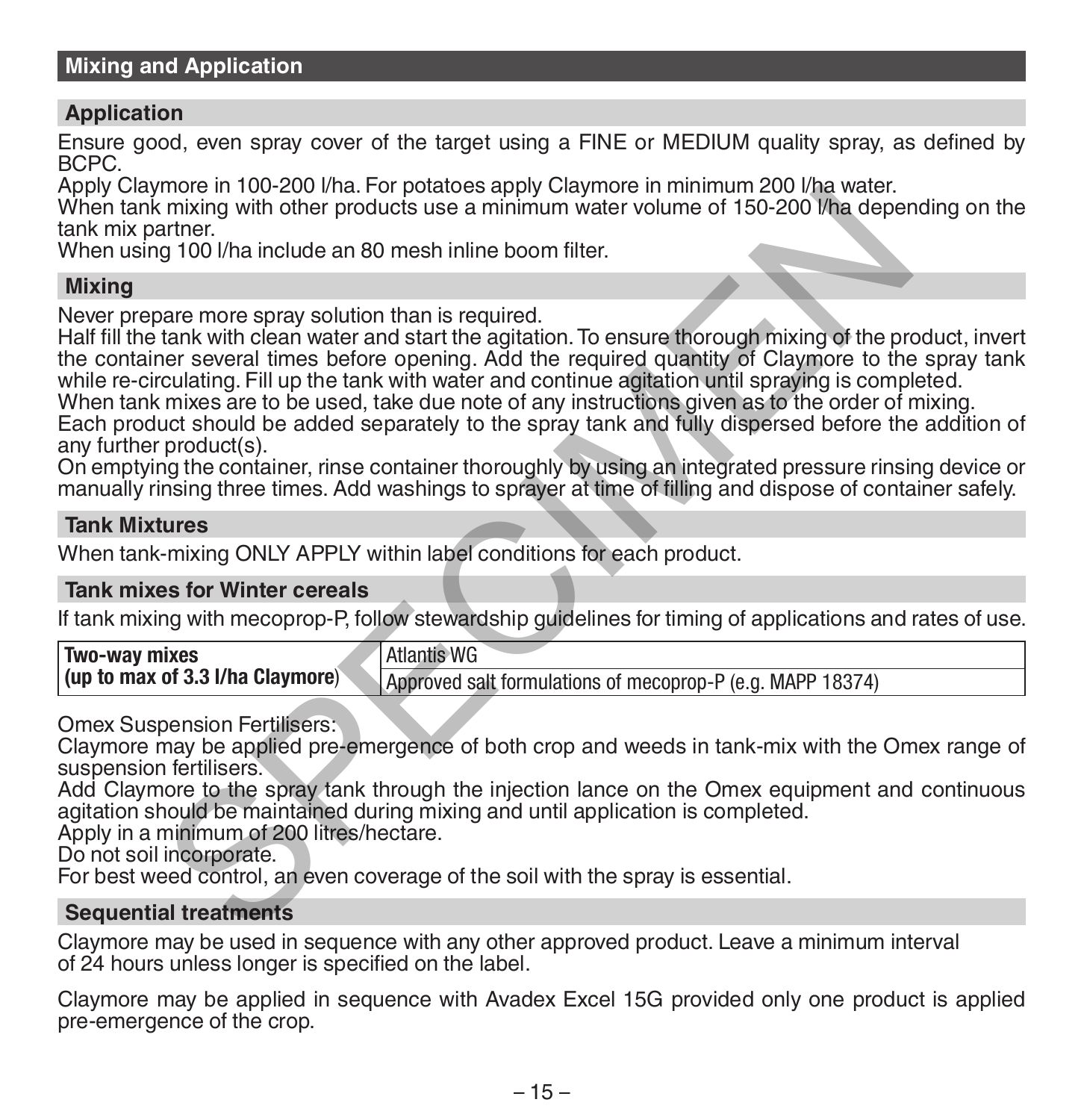## Mixing and Application

### Application

Ensure good, even spray cover of the target using a FINE or MEDIUM quality spray, as defined by BCPC.
Apply Claymore in 100-200 l/ha. For potatoes apply Claymore in minimum 200 l/ha water.
When tank mixing with other products use a minimum water volume of 150-200 l/ha depending on the tank mix partner.
When using 100 l/ha include an 80 mesh inline boom filter.

### Mixing

Never prepare more spray solution than is required.
Half fill the tank with clean water and start the agitation. To ensure thorough mixing of the product, invert the container several times before opening. Add the required quantity of Claymore to the spray tank while re-circulating. Fill up the tank with water and continue agitation until spraying is completed.
When tank mixes are to be used, take due note of any instructions given as to the order of mixing.
Each product should be added separately to the spray tank and fully dispersed before the addition of any further product(s).
On emptying the container, rinse container thoroughly by using an integrated pressure rinsing device or manually rinsing three times. Add washings to sprayer at time of filling and dispose of container safely.

### Tank Mixtures

When tank-mixing ONLY APPLY within label conditions for each product.

### Tank mixes for Winter cereals

If tank mixing with mecoprop-P, follow stewardship guidelines for timing of applications and rates of use.

| **Two-way mixes (up to max of 3.3 l/ha Claymore)** | Atlantis WG |
|---|---|
| | Approved salt formulations of mecoprop-P (e.g. MAPP 18374) |

Omex Suspension Fertilisers:
Claymore may be applied pre-emergence of both crop and weeds in tank-mix with the Omex range of suspension fertilisers.
Add Claymore to the spray tank through the injection lance on the Omex equipment and continuous agitation should be maintained during mixing and until application is completed.
Apply in a minimum of 200 litres/hectare.
Do not soil incorporate.
For best weed control, an even coverage of the soil with the spray is essential.

### Sequential treatments

Claymore may be used in sequence with any other approved product. Leave a minimum interval of 24 hours unless longer is specified on the label.

Claymore may be applied in sequence with Avadex Excel 15G provided only one product is applied pre-emergence of the crop.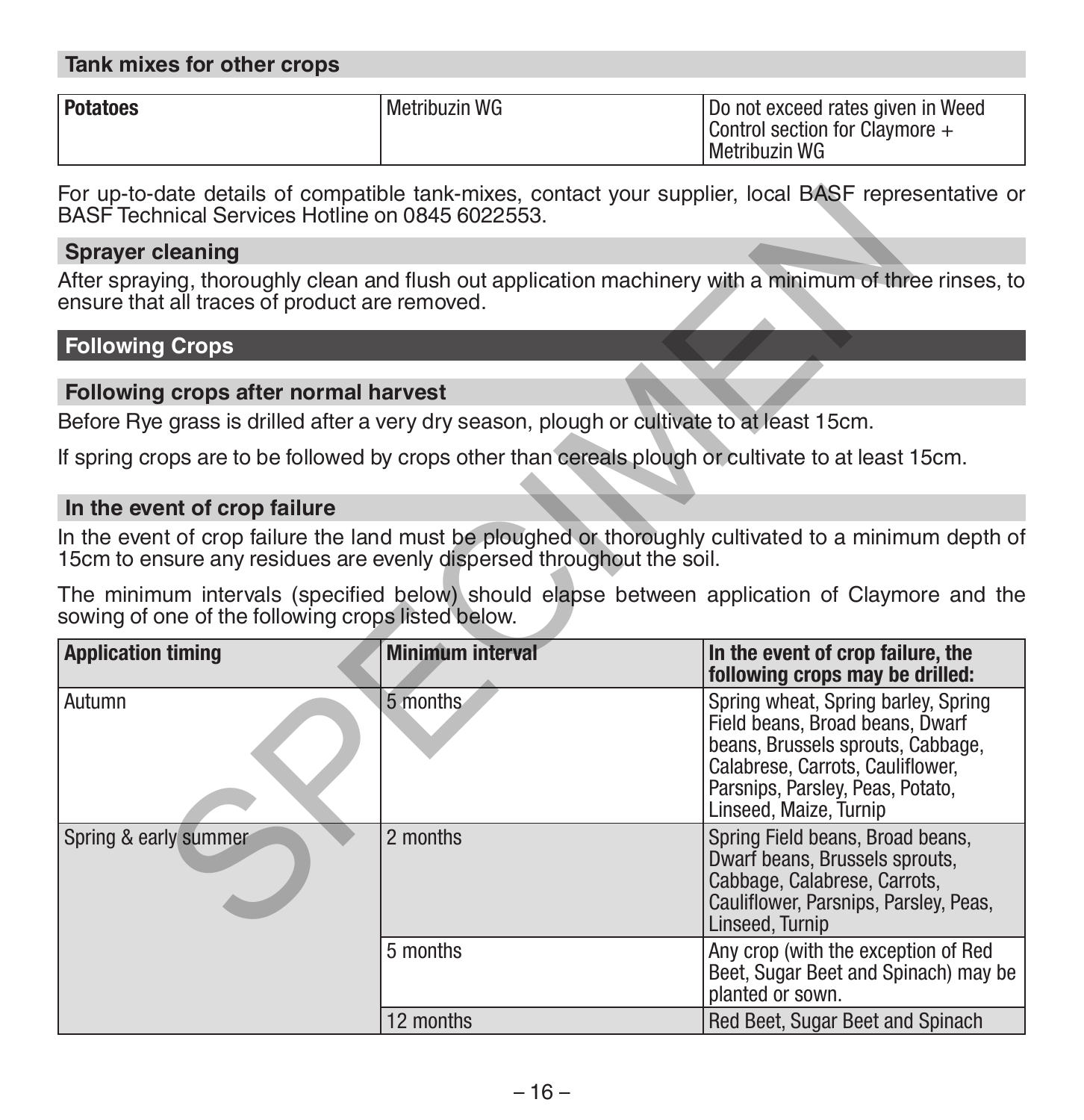## Tank mixes for other crops

| Potatoes | Metribuzin WG | Do not exceed rates given in Weed Control section for Claymore + Metribuzin WG |
|---|---|---|

For up-to-date details of compatible tank-mixes, contact your supplier, local BASF representative or BASF Technical Services Hotline on 0845 6022553.

### Sprayer cleaning

After spraying, thoroughly clean and flush out application machinery with a minimum of three rinses, to ensure that all traces of product are removed.

## Following Crops

### Following crops after normal harvest

Before Rye grass is drilled after a very dry season, plough or cultivate to at least 15cm.

If spring crops are to be followed by crops other than cereals plough or cultivate to at least 15cm.

### In the event of crop failure

In the event of crop failure the land must be ploughed or thoroughly cultivated to a minimum depth of 15cm to ensure any residues are evenly dispersed throughout the soil.

The minimum intervals (specified below) should elapse between application of Claymore and the sowing of one of the following crops listed below.

| Application timing | Minimum interval | In the event of crop failure, the following crops may be drilled: |
|---|---|---|
| Autumn | 5 months | Spring wheat, Spring barley, Spring Field beans, Broad beans, Dwarf beans, Brussels sprouts, Cabbage, Calabrese, Carrots, Cauliflower, Parsnips, Parsley, Peas, Potato, Linseed, Maize, Turnip |
| Spring & early summer | 2 months | Spring Field beans, Broad beans, Dwarf beans, Brussels sprouts, Cabbage, Calabrese, Carrots, Cauliflower, Parsnips, Parsley, Peas, Linseed, Turnip |
| | 5 months | Any crop (with the exception of Red Beet, Sugar Beet and Spinach) may be planted or sown. |
| | 12 months | Red Beet, Sugar Beet and Spinach |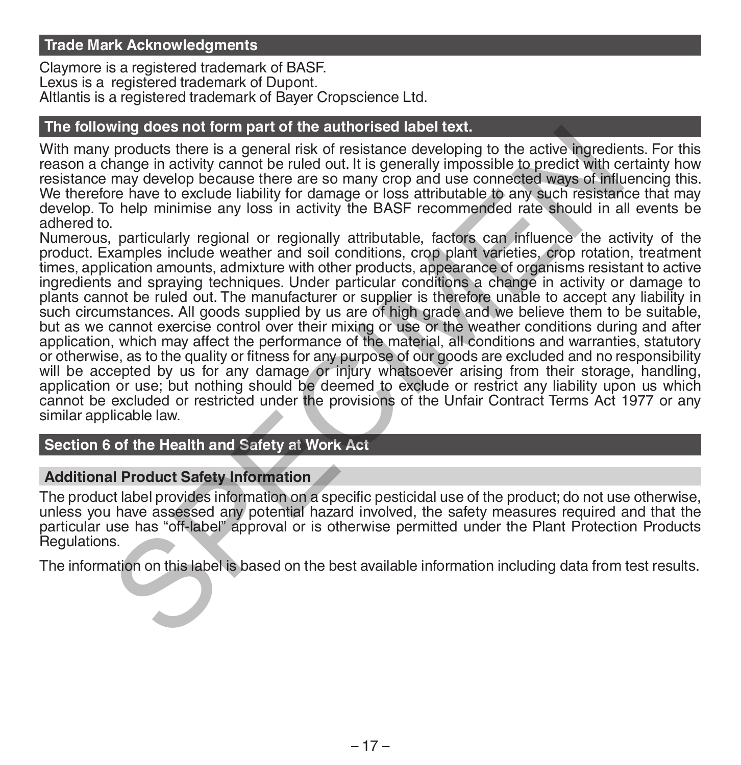## Trade Mark Acknowledgments

Claymore is a registered trademark of BASF.
Lexus is a registered trademark of Dupont.
Altlantis is a registered trademark of Bayer Cropscience Ltd.

## The following does not form part of the authorised label text.

With many products there is a general risk of resistance developing to the active ingredients. For this reason a change in activity cannot be ruled out. It is generally impossible to predict with certainty how resistance may develop because there are so many crop and use connected ways of influencing this. We therefore have to exclude liability for damage or loss attributable to any such resistance that may develop. To help minimise any loss in activity the BASF recommended rate should in all events be adhered to.

Numerous, particularly regional or regionally attributable, factors can influence the activity of the product. Examples include weather and soil conditions, crop plant varieties, crop rotation, treatment times, application amounts, admixture with other products, appearance of organisms resistant to active ingredients and spraying techniques. Under particular conditions a change in activity or damage to plants cannot be ruled out. The manufacturer or supplier is therefore unable to accept any liability in such circumstances. All goods supplied by us are of high grade and we believe them to be suitable, but as we cannot exercise control over their mixing or use or the weather conditions during and after application, which may affect the performance of the material, all conditions and warranties, statutory or otherwise, as to the quality or fitness for any purpose of our goods are excluded and no responsibility will be accepted by us for any damage or injury whatsoever arising from their storage, handling, application or use; but nothing should be deemed to exclude or restrict any liability upon us which cannot be excluded or restricted under the provisions of the Unfair Contract Terms Act 1977 or any similar applicable law.

## Section 6 of the Health and Safety at Work Act

### Additional Product Safety Information

The product label provides information on a specific pesticidal use of the product; do not use otherwise, unless you have assessed any potential hazard involved, the safety measures required and that the particular use has "off-label" approval or is otherwise permitted under the Plant Protection Products Regulations.

The information on this label is based on the best available information including data from test results.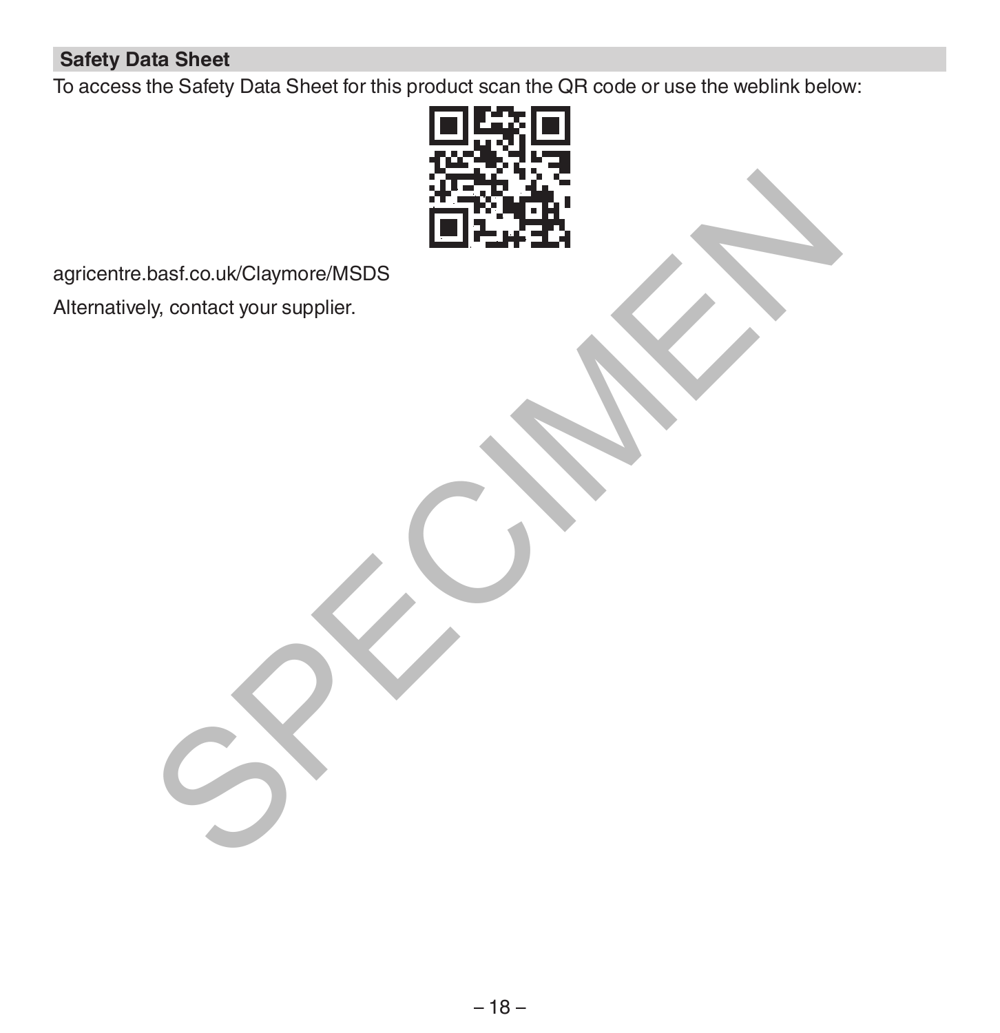## Safety Data Sheet

To access the Safety Data Sheet for this product scan the QR code or use the weblink below:

agricentre.basf.co.uk/Claymore/MSDS

Alternatively, contact your supplier.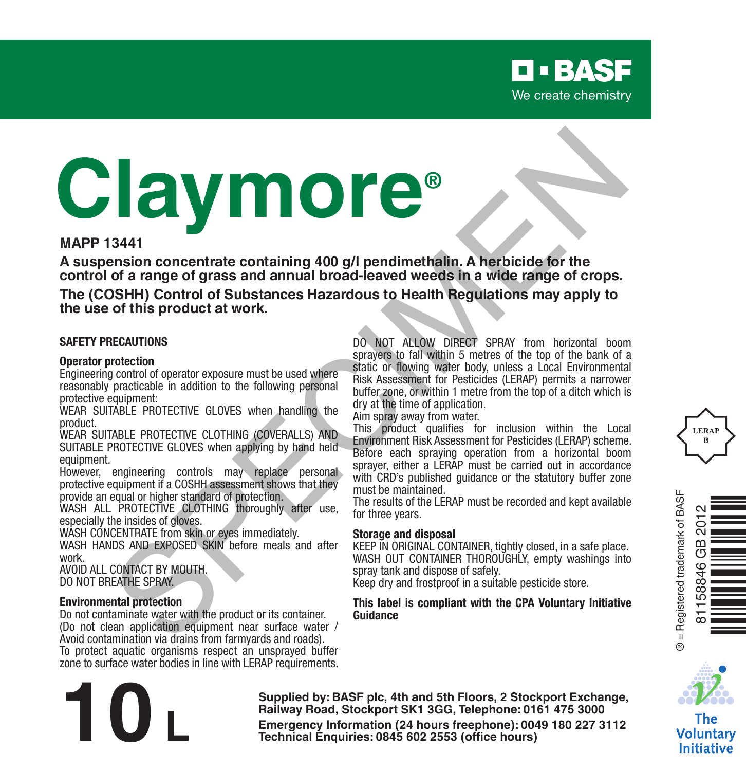BASF

We create chemistry

# Claymore®

**MAPP 13441**

**A suspension concentrate containing 400 g/l pendimethalin. A herbicide for the control of a range of grass and annual broad-leaved weeds in a wide range of crops.**

**The (COSHH) Control of Substances Hazardous to Health Regulations may apply to the use of this product at work.**

## SAFETY PRECAUTIONS

### Operator protection

Engineering control of operator exposure must be used where reasonably practicable in addition to the following personal protective equipment:

WEAR SUITABLE PROTECTIVE GLOVES when handling the product.

WEAR SUITABLE PROTECTIVE CLOTHING (COVERALLS) AND SUITABLE PROTECTIVE GLOVES when applying by hand held equipment.

However, engineering controls may replace personal protective equipment if a COSHH assessment shows that they provide an equal or higher standard of protection.

WASH ALL PROTECTIVE CLOTHING thoroughly after use, especially the insides of gloves.

WASH CONCENTRATE from skin or eyes immediately.

WASH HANDS AND EXPOSED SKIN before meals and after work.

AVOID ALL CONTACT BY MOUTH.

DO NOT BREATHE SPRAY.

### Environmental protection

Do not contaminate water with the product or its container. (Do not clean application equipment near surface water / Avoid contamination via drains from farmyards and roads).

To protect aquatic organisms respect an unsprayed buffer zone to surface water bodies in line with LERAP requirements.

DO NOT ALLOW DIRECT SPRAY from horizontal boom sprayers to fall within 5 metres of the top of the bank of a static or flowing water body, unless a Local Environmental Risk Assessment for Pesticides (LERAP) permits a narrower buffer zone, or within 1 metre from the top of a ditch which is dry at the time of application.

Aim spray away from water.

This product qualifies for inclusion within the Local Environment Risk Assessment for Pesticides (LERAP) scheme. Before each spraying operation from a horizontal boom sprayer, either a LERAP must be carried out in accordance with CRD's published guidance or the statutory buffer zone must be maintained.

The results of the LERAP must be recorded and kept available for three years.

### Storage and disposal

KEEP IN ORIGINAL CONTAINER, tightly closed, in a safe place.

WASH OUT CONTAINER THOROUGHLY, empty washings into spray tank and dispose of safely.

Keep dry and frostproof in a suitable pesticide store.

**This label is compliant with the CPA Voluntary Initiative Guidance**

LERAP B

® = Registered trademark of BASF

81158846 GB 2012

The Voluntary Initiative

**10 L**

**Supplied by: BASF plc, 4th and 5th Floors, 2 Stockport Exchange, Railway Road, Stockport SK1 3GG, Telephone: 0161 475 3000**

**Emergency Information (24 hours freephone): 0049 180 227 3112**

**Technical Enquiries: 0845 602 2553 (office hours)**

SPECIMEN